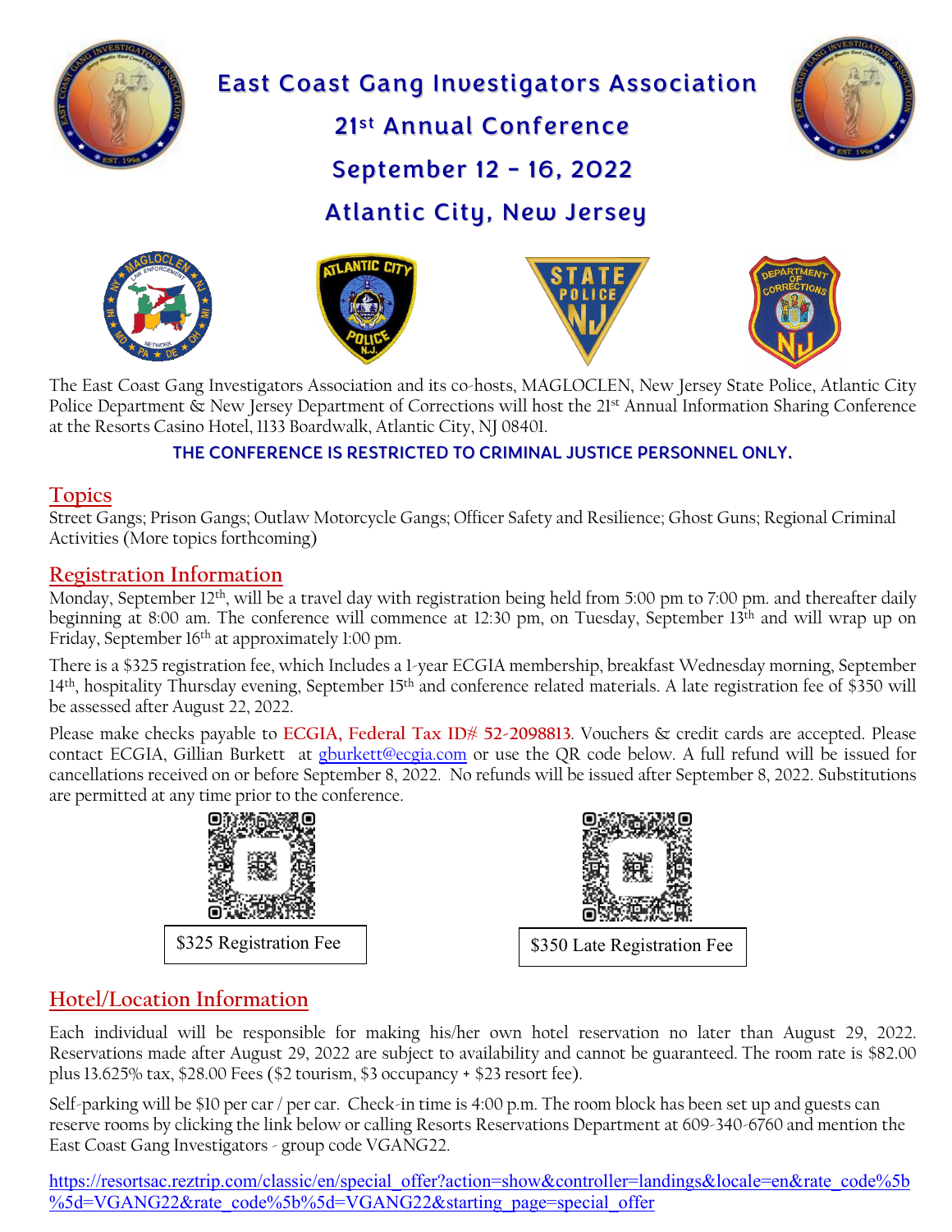# East Coast Gang Investigators Association

## 21st Annual Conference

## September 12 – 16, 2022

## Atlantic City, New Jersey

The East Coast Gang Investigators Association and its co-hosts, MAGLOCLEN, New Jersey State Police, Atlantic City Police Department & New Jersey Department of Corrections will host the 21st Annual Information Sharing Conference at the Resorts Casino Hotel, 1133 Boardwalk, Atlantic City, NJ 08401.

**THE CONFERENCE IS RESTRICTED TO CRIMINAL JUSTICE PERSONNEL ONLY.**

## Topics

Street Gangs; Prison Gangs; Outlaw Motorcycle Gangs; Officer Safety and Resilience; Ghost Guns; Regional Criminal Activities (More topics forthcoming)

## Registration Information

Monday, September 12th, will be a travel day with registration being held from 5:00 pm to 7:00 pm. and thereafter daily beginning at 8:00 am. The conference will commence at 12:30 pm, on Tuesday, September 13th and will wrap up on Friday, September 16th at approximately 1:00 pm.

There is a $325 registration fee, which Includes a 1-year ECGIA membership, breakfast Wednesday morning, September 14th, hospitality Thursday evening, September 15th and conference related materials. A late registration fee of $350 will be assessed after August 22, 2022.

Please make checks payable to **ECGIA, Federal Tax ID# 52-2098813**. Vouchers & credit cards are accepted. Please contact ECGIA, Gillian Burkett at gburkett@ecgia.com or use the QR code below. A full refund will be issued for cancellations received on or before September 8, 2022. No refunds will be issued after September 8, 2022. Substitutions are permitted at any time prior to the conference.

$325 Registration Fee

$350 Late Registration Fee

## Hotel/Location Information

Each individual will be responsible for making his/her own hotel reservation no later than August 29, 2022. Reservations made after August 29, 2022 are subject to availability and cannot be guaranteed. The room rate is $82.00 plus 13.625% tax, $28.00 Fees ($2 tourism, $3 occupancy + $23 resort fee).

Self-parking will be $10 per car / per car. Check-in time is 4:00 p.m. The room block has been set up and guests can reserve rooms by clicking the link below or calling Resorts Reservations Department at 609-340-6760 and mention the East Coast Gang Investigators - group code VGANG22.

https://resortsac.reztrip.com/classic/en/special_offer?action=show&controller=landings&locale=en&rate_code%5b%5d=VGANG22&rate_code%5b%5d=VGANG22&starting_page=special_offer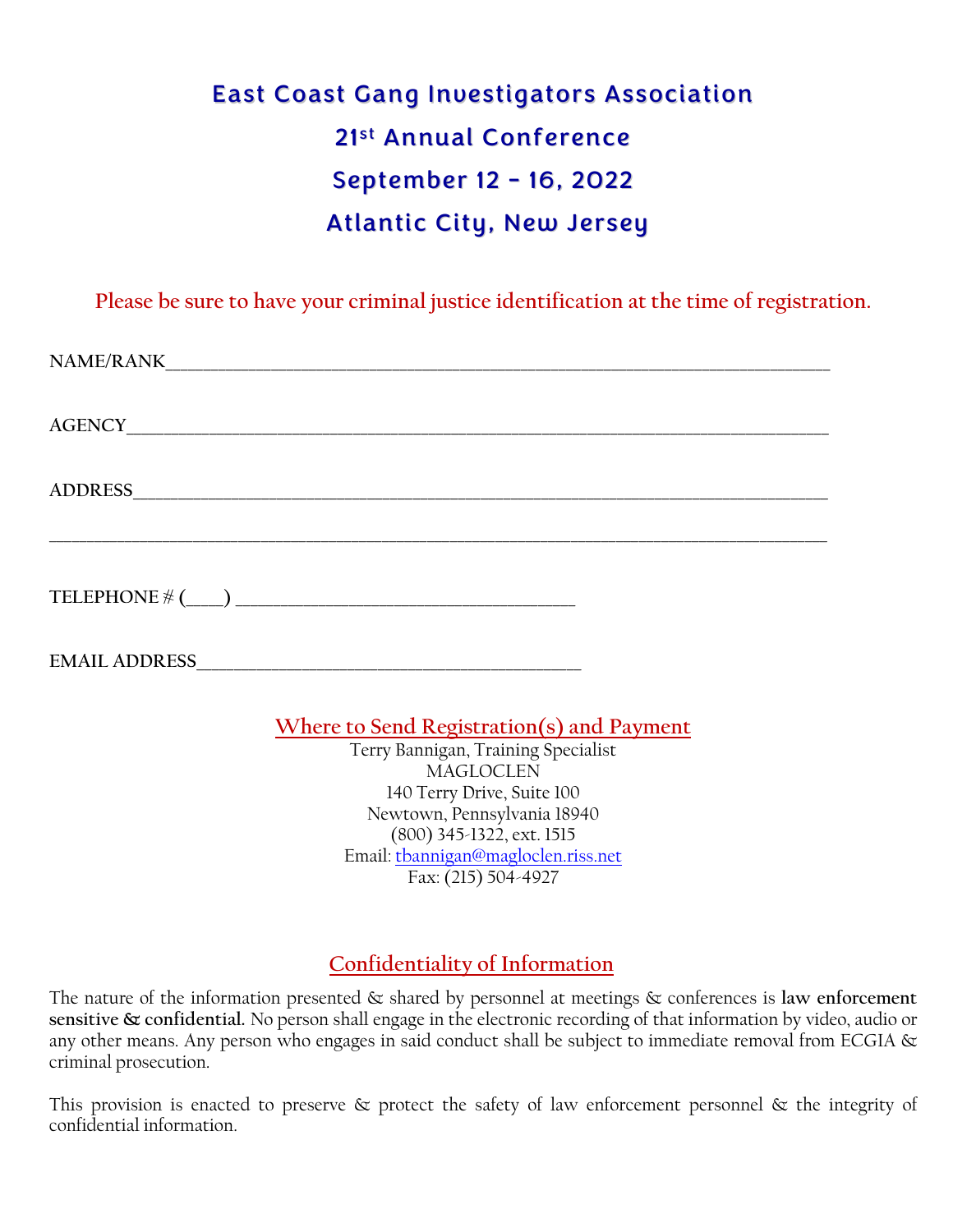# East Coast Gang Investigators Association

## 21st Annual Conference

## September 12 – 16, 2022

## Atlantic City, New Jersey

**Please be sure to have your criminal justice identification at the time of registration.**

NAME/RANK_______________________________________________________________________

AGENCY__________________________________________________________________________

ADDRESS_________________________________________________________________________

________________________________________________________________________________

TELEPHONE # (____) ______________________________________

EMAIL ADDRESS____________________________________________

### Where to Send Registration(s) and Payment

Terry Bannigan, Training Specialist
MAGLOCLEN
140 Terry Drive, Suite 100
Newtown, Pennsylvania 18940
(800) 345-1322, ext. 1515
Email: tbannigan@magloclen.riss.net
Fax: (215) 504-4927

### Confidentiality of Information

The nature of the information presented & shared by personnel at meetings & conferences is **law enforcement sensitive & confidential.** No person shall engage in the electronic recording of that information by video, audio or any other means. Any person who engages in said conduct shall be subject to immediate removal from ECGIA & criminal prosecution.

This provision is enacted to preserve & protect the safety of law enforcement personnel & the integrity of confidential information.